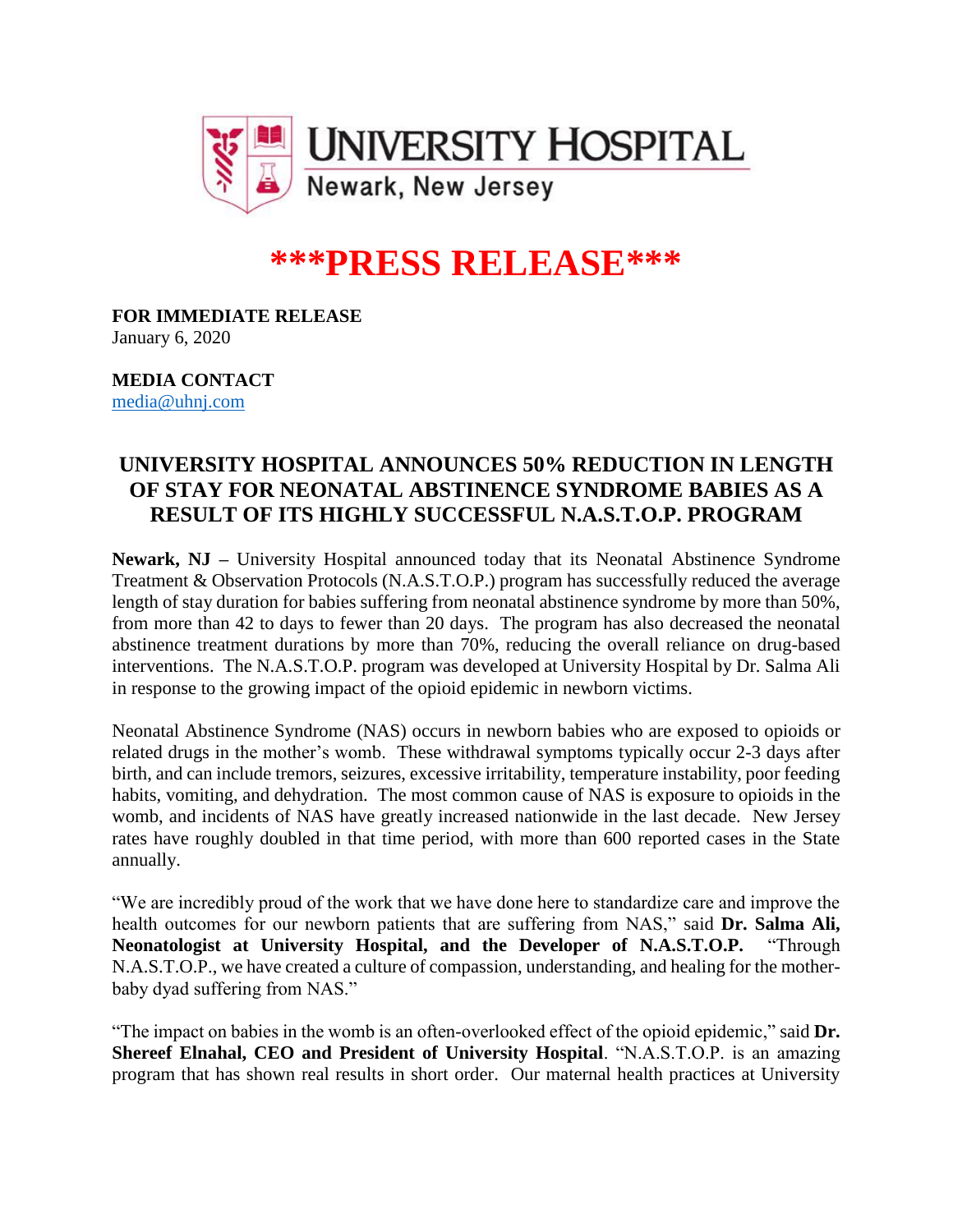UNIVERSITY HOSPITAL
Newark, New Jersey

# ***PRESS RELEASE***

**FOR IMMEDIATE RELEASE**
January 6, 2020

**MEDIA CONTACT**
media@uhnj.com

## UNIVERSITY HOSPITAL ANNOUNCES 50% REDUCTION IN LENGTH OF STAY FOR NEONATAL ABSTINENCE SYNDROME BABIES AS A RESULT OF ITS HIGHLY SUCCESSFUL N.A.S.T.O.P. PROGRAM

**Newark, NJ –** University Hospital announced today that its Neonatal Abstinence Syndrome Treatment & Observation Protocols (N.A.S.T.O.P.) program has successfully reduced the average length of stay duration for babies suffering from neonatal abstinence syndrome by more than 50%, from more than 42 to days to fewer than 20 days. The program has also decreased the neonatal abstinence treatment durations by more than 70%, reducing the overall reliance on drug-based interventions. The N.A.S.T.O.P. program was developed at University Hospital by Dr. Salma Ali in response to the growing impact of the opioid epidemic in newborn victims.

Neonatal Abstinence Syndrome (NAS) occurs in newborn babies who are exposed to opioids or related drugs in the mother's womb. These withdrawal symptoms typically occur 2-3 days after birth, and can include tremors, seizures, excessive irritability, temperature instability, poor feeding habits, vomiting, and dehydration. The most common cause of NAS is exposure to opioids in the womb, and incidents of NAS have greatly increased nationwide in the last decade. New Jersey rates have roughly doubled in that time period, with more than 600 reported cases in the State annually.

"We are incredibly proud of the work that we have done here to standardize care and improve the health outcomes for our newborn patients that are suffering from NAS," said **Dr. Salma Ali, Neonatologist at University Hospital, and the Developer of N.A.S.T.O.P.** "Through N.A.S.T.O.P., we have created a culture of compassion, understanding, and healing for the mother-baby dyad suffering from NAS."

"The impact on babies in the womb is an often-overlooked effect of the opioid epidemic," said **Dr. Shereef Elnahal, CEO and President of University Hospital**. "N.A.S.T.O.P. is an amazing program that has shown real results in short order. Our maternal health practices at University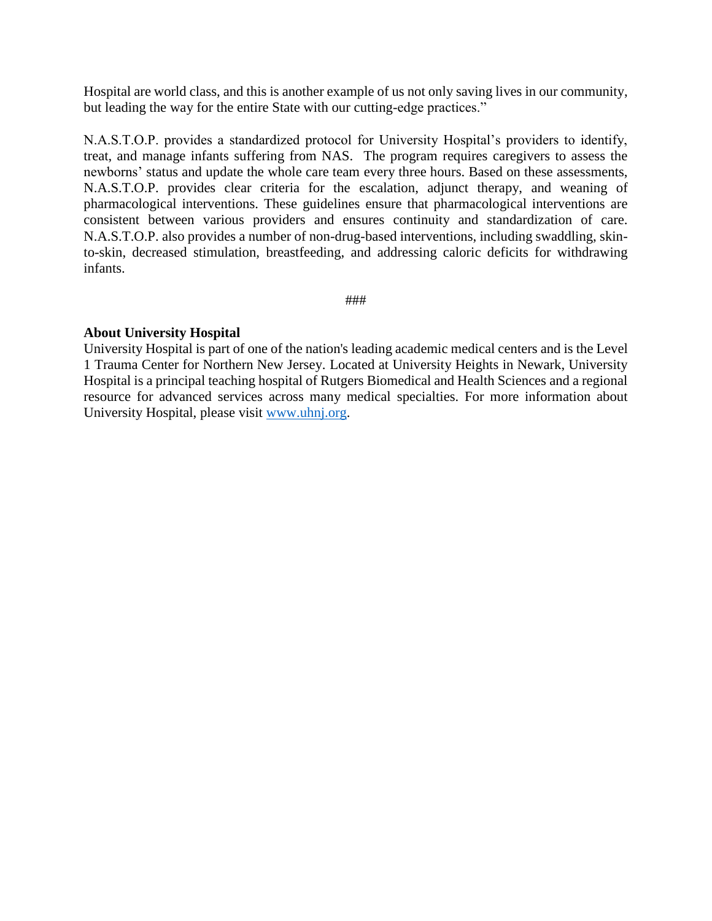Hospital are world class, and this is another example of us not only saving lives in our community, but leading the way for the entire State with our cutting-edge practices."

N.A.S.T.O.P. provides a standardized protocol for University Hospital's providers to identify, treat, and manage infants suffering from NAS. The program requires caregivers to assess the newborns' status and update the whole care team every three hours. Based on these assessments, N.A.S.T.O.P. provides clear criteria for the escalation, adjunct therapy, and weaning of pharmacological interventions. These guidelines ensure that pharmacological interventions are consistent between various providers and ensures continuity and standardization of care. N.A.S.T.O.P. also provides a number of non-drug-based interventions, including swaddling, skin-to-skin, decreased stimulation, breastfeeding, and addressing caloric deficits for withdrawing infants.

###

**About University Hospital**

University Hospital is part of one of the nation's leading academic medical centers and is the Level 1 Trauma Center for Northern New Jersey. Located at University Heights in Newark, University Hospital is a principal teaching hospital of Rutgers Biomedical and Health Sciences and a regional resource for advanced services across many medical specialties. For more information about University Hospital, please visit [www.uhnj.org](www.uhnj.org).